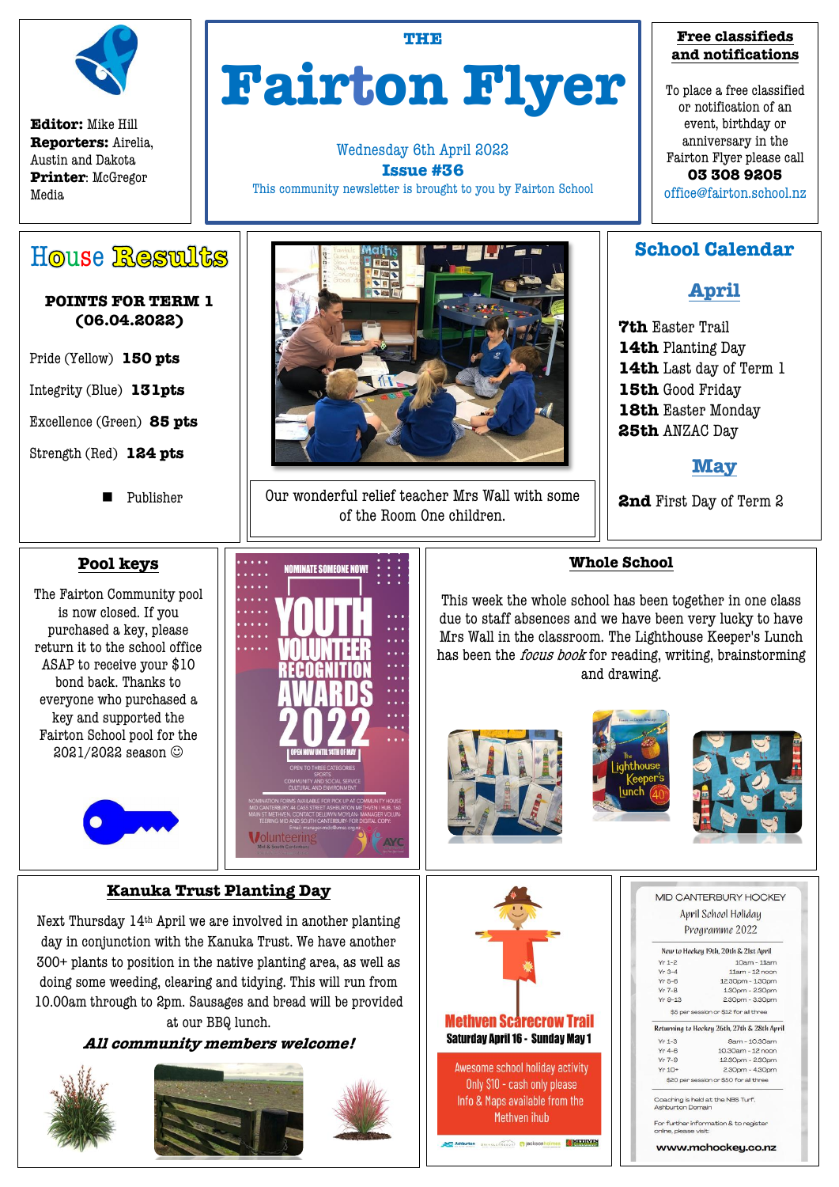**Editor:** Mike Hill
**Reporters:** Airelia, Austin and Dakota
**Printer**: McGregor Media

# THE Fairton Flyer

Wednesday 6th April 2022
**Issue #36**
This community newsletter is brought to you by Fairton School

### Free classifieds and notifications

To place a free classified or notification of an event, birthday or anniversary in the Fairton Flyer please call **03 308 9205**
office@fairton.school.nz

## House Results

**POINTS FOR TERM 1 (06.04.2022)**

Pride (Yellow) **150 pts**

Integrity (Blue) **131pts**

Excellence (Green) **85 pts**

Strength (Red) **124 pts**

- Publisher

Our wonderful relief teacher Mrs Wall with some of the Room One children.

## School Calendar

### April

**7th** Easter Trail
**14th** Planting Day
**14th** Last day of Term 1
**15th** Good Friday
**18th** Easter Monday
**25th** ANZAC Day

### May

**2nd** First Day of Term 2

### Pool keys

The Fairton Community pool is now closed. If you purchased a key, please return it to the school office ASAP to receive your $10 bond back. Thanks to everyone who purchased a key and supported the Fairton School pool for the 2021/2022 season ☺

### Whole School

This week the whole school has been together in one class due to staff absences and we have been very lucky to have Mrs Wall in the classroom. The Lighthouse Keeper's Lunch has been the *focus book* for reading, writing, brainstorming and drawing.

### Kanuka Trust Planting Day

Next Thursday 14th April we are involved in another planting day in conjunction with the Kanuka Trust. We have another 300+ plants to position in the native planting area, as well as doing some weeding, clearing and tidying. This will run from 10.00am through to 2pm. Sausages and bread will be provided at our BBQ lunch.

***All community members welcome!***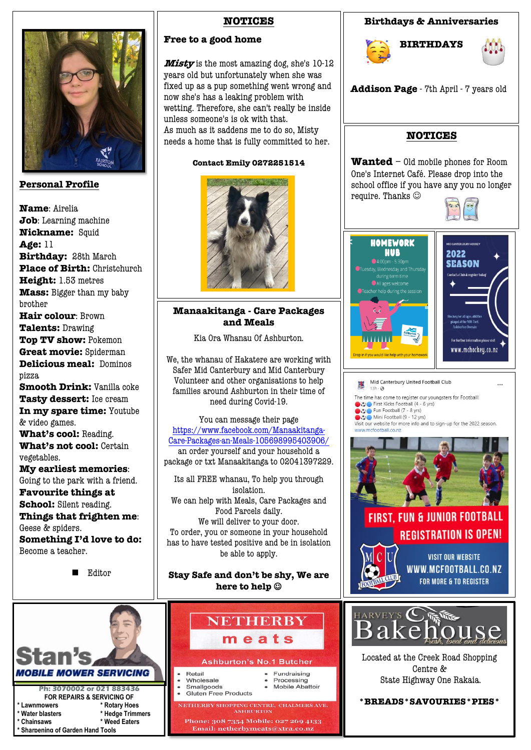## Personal Profile

**Name**: Airelia
**Job**: Learning machine
**Nickname:** Squid
**Age:** 11
**Birthday:** 28th March
**Place of Birth:** Christchurch
**Height:** 1.53 metres
**Mass:** Bigger than my baby brother
**Hair colour**: Brown
**Talents:** Drawing
**Top TV show:** Pokemon
**Great movie:** Spiderman
**Delicious meal:** Dominos pizza
**Smooth Drink:** Vanilla coke
**Tasty dessert:** Ice cream
**In my spare time:** Youtube & video games.
**What's cool:** Reading.
**What's not cool:** Certain vegetables.
**My earliest memories**: Going to the park with a friend.
**Favourite things at School:** Silent reading.
**Things that frighten me**: Geese & spiders.
**Something I'd love to do:** Become a teacher.

- Editor

## NOTICES

### Free to a good home

***Misty*** is the most amazing dog, she's 10-12 years old but unfortunately when she was fixed up as a pup something went wrong and now she's has a leaking problem with wetting. Therefore, she can't really be inside unless someone's is ok with that.
As much as it saddens me to do so, Misty needs a home that is fully committed to her.

**Contact Emily 0272251514**

## Manaakitanga - Care Packages and Meals

Kia Ora Whanau Of Ashburton.

We, the whanau of Hakatere are working with Safer Mid Canterbury and Mid Canterbury Volunteer and other organisations to help families around Ashburton in their time of need during Covid-19.

You can message their page https://www.facebook.com/Manaakitanga-Care-Packages-an-Meals-105698995403906/ an order yourself and your household a package or txt Manaakitanga to 02041397229.

Its all FREE whanau, To help you through isolation.
We can help with Meals, Care Packages and Food Parcels daily.
We will deliver to your door.
To order, you or someone in your household has to have tested positive and be in isolation be able to apply.

**Stay Safe and don't be shy, We are here to help ☺**

## Birthdays & Anniversaries

### BIRTHDAYS

**Addison Page** - 7th April - 7 years old

## NOTICES

**Wanted** – Old mobile phones for Room One's Internet Café. Please drop into the school office if you have any you no longer require. Thanks ☺

HOMEWORK HUB
4:00pm - 5:30pm
Tuesday, Wednesday and Thursday during term time
All ages welcome
Teacher help during the session
Drop in if you would like help with your homework

MID CANTERBURY HOCKEY
2022 SEASON
Contact a Club & register today!
Hockey for all ages abilities played at the NBS Turf, Ashburton Domain
For further information please visit
www.mchockey.co.nz

Mid Canterbury United Football Club
The time has come to register our youngsters for Football!
First Kicks Football (4 - 6 yrs)
Fun Football (7 - 8 yrs)
Mini Football (9 - 12 yrs)
Visit our website for more info and to sign-up for the 2022 season.
www.mcfootball.co.nz

FIRST, FUN & JUNIOR FOOTBALL REGISTRATION IS OPEN!
VISIT OUR WEBSITE WWW.MCFOOTBALL.CO.NZ FOR MORE & TO REGISTER

Stan's MOBILE MOWER SERVICING
Ph: 3070002 or 021 883436
FOR REPAIRS & SERVICING OF
* Lawnmowers
* Rotary Hoes
* Water blasters
* Hedge Trimmers
* Chainsaws
* Weed Eaters
* Sharpening of Garden Hand Tools

NETHERBY meats
Ashburton's No.1 Butcher
- Retail
- Wholesale
- Smallgoods
- Gluten Free Products
- Fundraising
- Processing
- Mobile Abattoir

NETHERBY SHOPPING CENTRE, CHALMERS AVE, ASHBURTON
Phone: 308 7354 Mobile: 027 269 4133
Email: netherbymeats@xtra.co.nz

HARVEY'S Bakehouse
Fresh, local and delicious

Located at the Creek Road Shopping Centre &
State Highway One Rakaia.

**\*BREADS\*SAVOURIES\*PIES\***